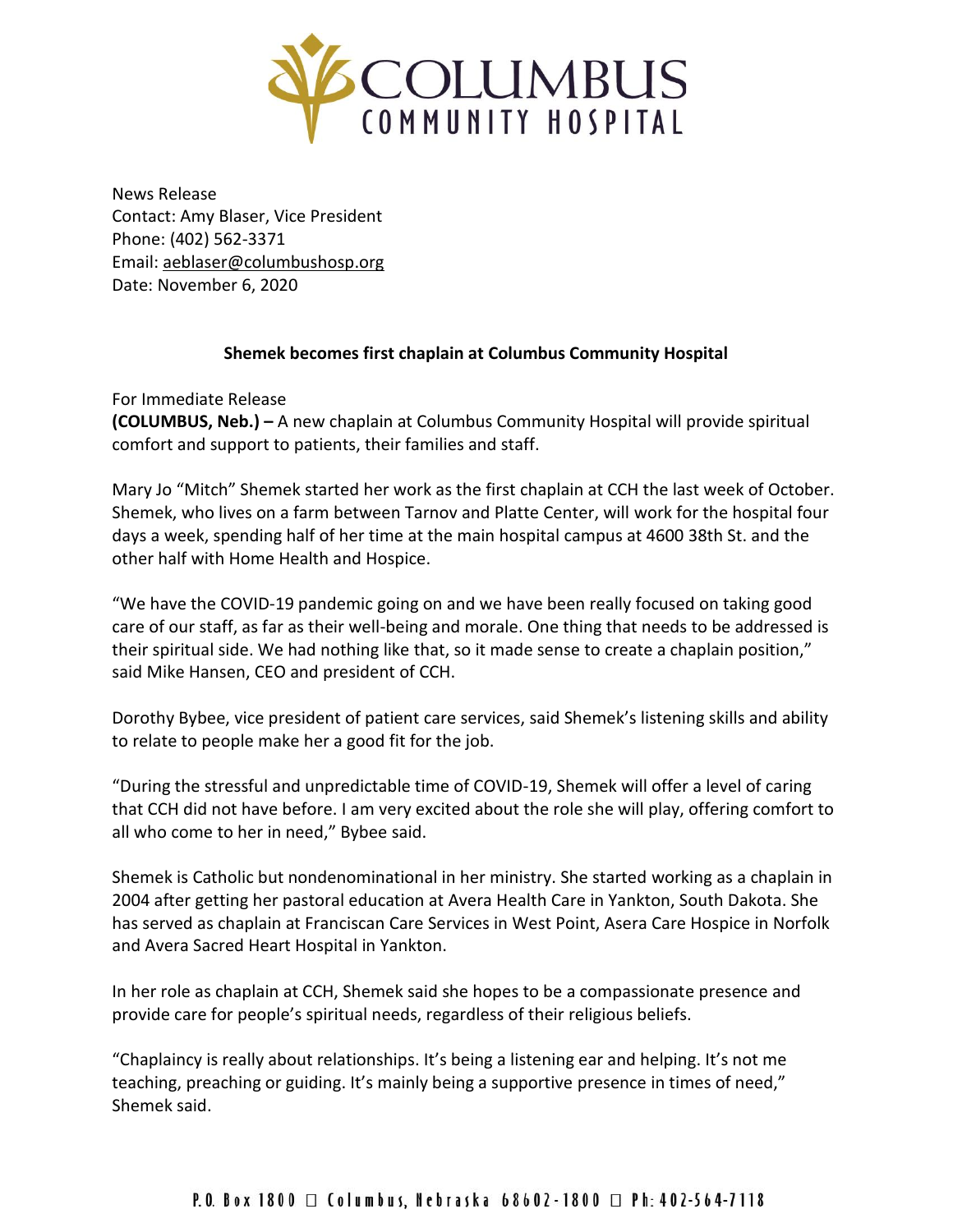News Release
Contact: Amy Blaser, Vice President
Phone: (402) 562-3371
Email: aeblaser@columbushosp.org
Date: November 6, 2020

**Shemek becomes first chaplain at Columbus Community Hospital**

For Immediate Release
**(COLUMBUS, Neb.) –** A new chaplain at Columbus Community Hospital will provide spiritual comfort and support to patients, their families and staff.

Mary Jo "Mitch" Shemek started her work as the first chaplain at CCH the last week of October. Shemek, who lives on a farm between Tarnov and Platte Center, will work for the hospital four days a week, spending half of her time at the main hospital campus at 4600 38th St. and the other half with Home Health and Hospice.

"We have the COVID-19 pandemic going on and we have been really focused on taking good care of our staff, as far as their well-being and morale. One thing that needs to be addressed is their spiritual side. We had nothing like that, so it made sense to create a chaplain position," said Mike Hansen, CEO and president of CCH.

Dorothy Bybee, vice president of patient care services, said Shemek's listening skills and ability to relate to people make her a good fit for the job.

"During the stressful and unpredictable time of COVID-19, Shemek will offer a level of caring that CCH did not have before. I am very excited about the role she will play, offering comfort to all who come to her in need," Bybee said.

Shemek is Catholic but nondenominational in her ministry. She started working as a chaplain in 2004 after getting her pastoral education at Avera Health Care in Yankton, South Dakota. She has served as chaplain at Franciscan Care Services in West Point, Asera Care Hospice in Norfolk and Avera Sacred Heart Hospital in Yankton.

In her role as chaplain at CCH, Shemek said she hopes to be a compassionate presence and provide care for people's spiritual needs, regardless of their religious beliefs.

"Chaplaincy is really about relationships. It's being a listening ear and helping. It's not me teaching, preaching or guiding. It's mainly being a supportive presence in times of need," Shemek said.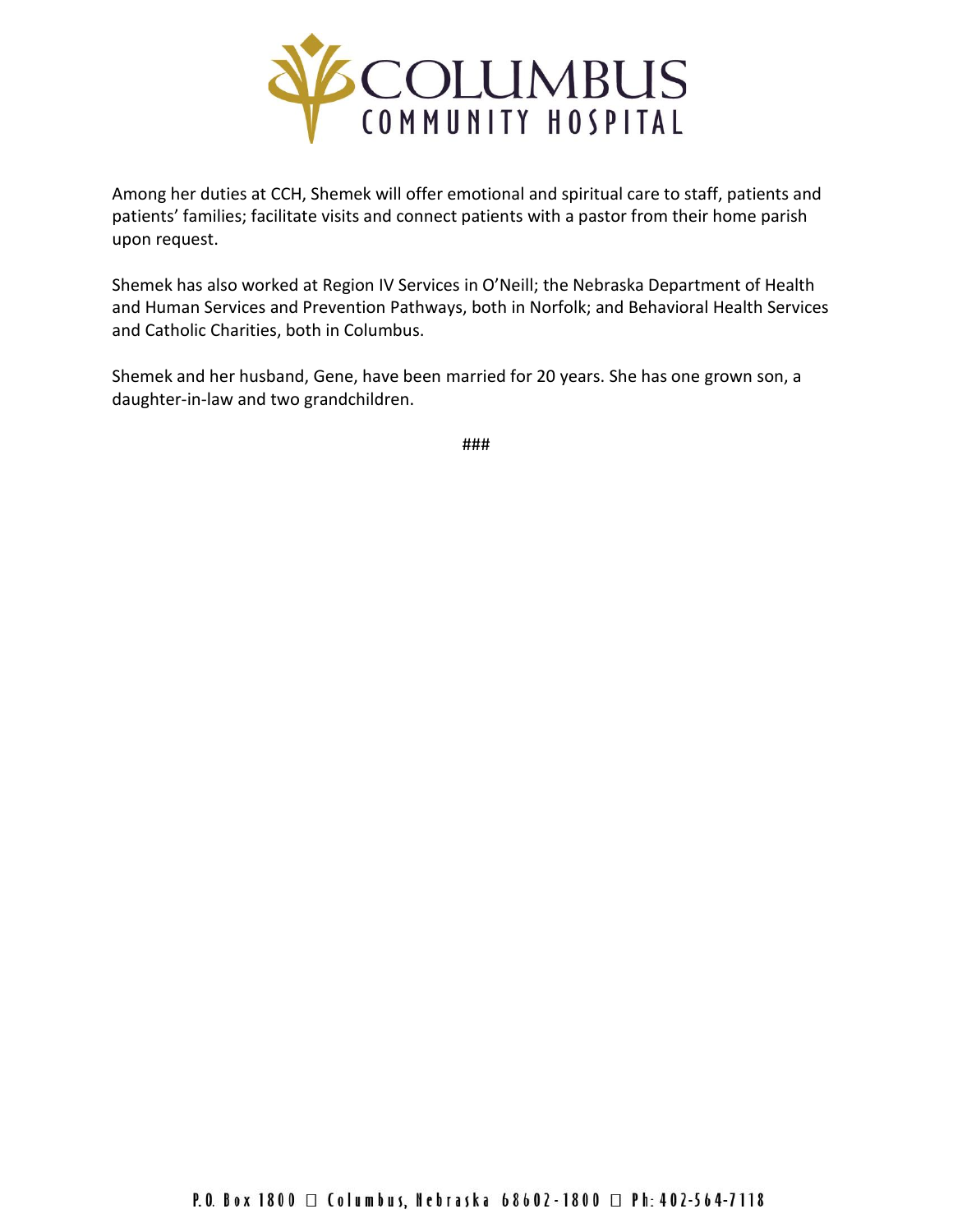Among her duties at CCH, Shemek will offer emotional and spiritual care to staff, patients and patients' families; facilitate visits and connect patients with a pastor from their home parish upon request.

Shemek has also worked at Region IV Services in O'Neill; the Nebraska Department of Health and Human Services and Prevention Pathways, both in Norfolk; and Behavioral Health Services and Catholic Charities, both in Columbus.

Shemek and her husband, Gene, have been married for 20 years. She has one grown son, a daughter-in-law and two grandchildren.

###